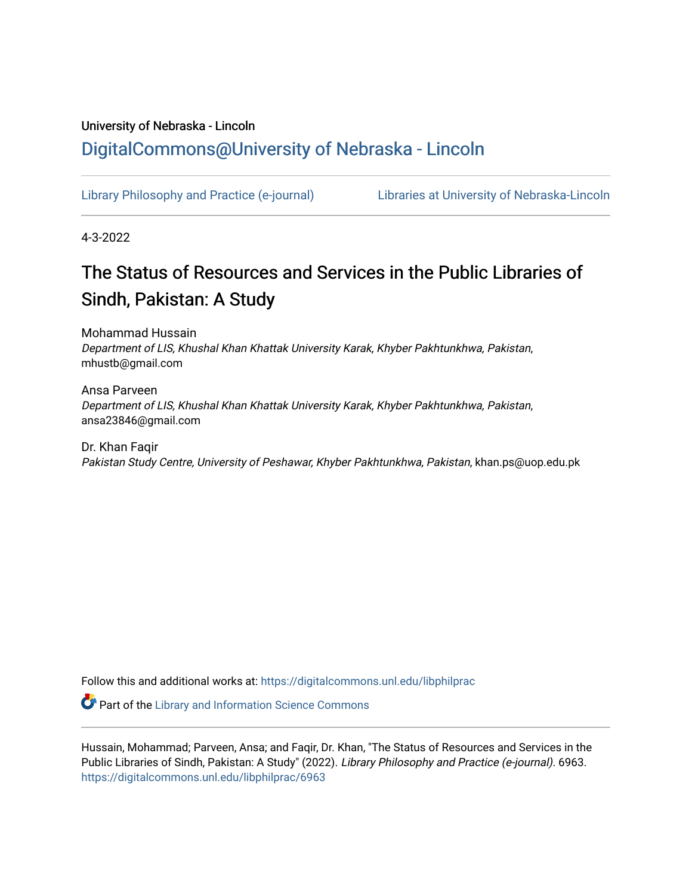University of Nebraska - Lincoln

## DigitalCommons@University of Nebraska - Lincoln

Library Philosophy and Practice (e-journal) | Libraries at University of Nebraska-Lincoln

4-3-2022

# The Status of Resources and Services in the Public Libraries of Sindh, Pakistan: A Study

Mohammad Hussain
*Department of LIS, Khushal Khan Khattak University Karak, Khyber Pakhtunkhwa, Pakistan*, mhustb@gmail.com

Ansa Parveen
*Department of LIS, Khushal Khan Khattak University Karak, Khyber Pakhtunkhwa, Pakistan*, ansa23846@gmail.com

Dr. Khan Faqir
*Pakistan Study Centre, University of Peshawar, Khyber Pakhtunkhwa, Pakistan*, khan.ps@uop.edu.pk

Follow this and additional works at: https://digitalcommons.unl.edu/libphilprac

Part of the Library and Information Science Commons

Hussain, Mohammad; Parveen, Ansa; and Faqir, Dr. Khan, "The Status of Resources and Services in the Public Libraries of Sindh, Pakistan: A Study" (2022). *Library Philosophy and Practice (e-journal)*. 6963.
https://digitalcommons.unl.edu/libphilprac/6963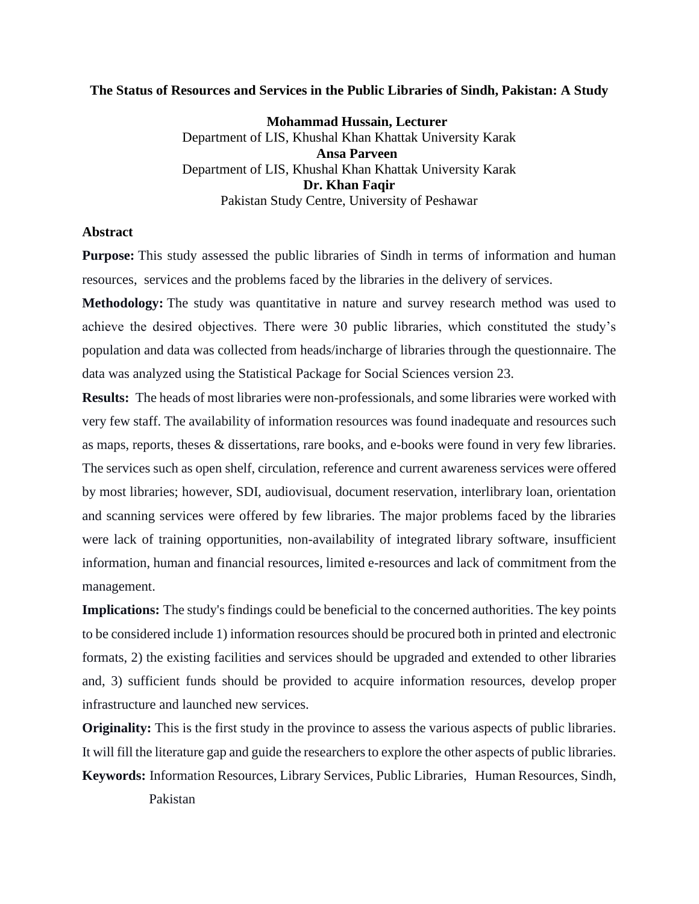# The Status of Resources and Services in the Public Libraries of Sindh, Pakistan: A Study

**Mohammad Hussain, Lecturer**
Department of LIS, Khushal Khan Khattak University Karak
**Ansa Parveen**
Department of LIS, Khushal Khan Khattak University Karak
**Dr. Khan Faqir**
Pakistan Study Centre, University of Peshawar

## Abstract

**Purpose:** This study assessed the public libraries of Sindh in terms of information and human resources, services and the problems faced by the libraries in the delivery of services.

**Methodology:** The study was quantitative in nature and survey research method was used to achieve the desired objectives. There were 30 public libraries, which constituted the study's population and data was collected from heads/incharge of libraries through the questionnaire. The data was analyzed using the Statistical Package for Social Sciences version 23.

**Results:** The heads of most libraries were non-professionals, and some libraries were worked with very few staff. The availability of information resources was found inadequate and resources such as maps, reports, theses & dissertations, rare books, and e-books were found in very few libraries. The services such as open shelf, circulation, reference and current awareness services were offered by most libraries; however, SDI, audiovisual, document reservation, interlibrary loan, orientation and scanning services were offered by few libraries. The major problems faced by the libraries were lack of training opportunities, non-availability of integrated library software, insufficient information, human and financial resources, limited e-resources and lack of commitment from the management.

**Implications:** The study's findings could be beneficial to the concerned authorities. The key points to be considered include 1) information resources should be procured both in printed and electronic formats, 2) the existing facilities and services should be upgraded and extended to other libraries and, 3) sufficient funds should be provided to acquire information resources, develop proper infrastructure and launched new services.

**Originality:** This is the first study in the province to assess the various aspects of public libraries. It will fill the literature gap and guide the researchers to explore the other aspects of public libraries.

**Keywords:** Information Resources, Library Services, Public Libraries, Human Resources, Sindh, Pakistan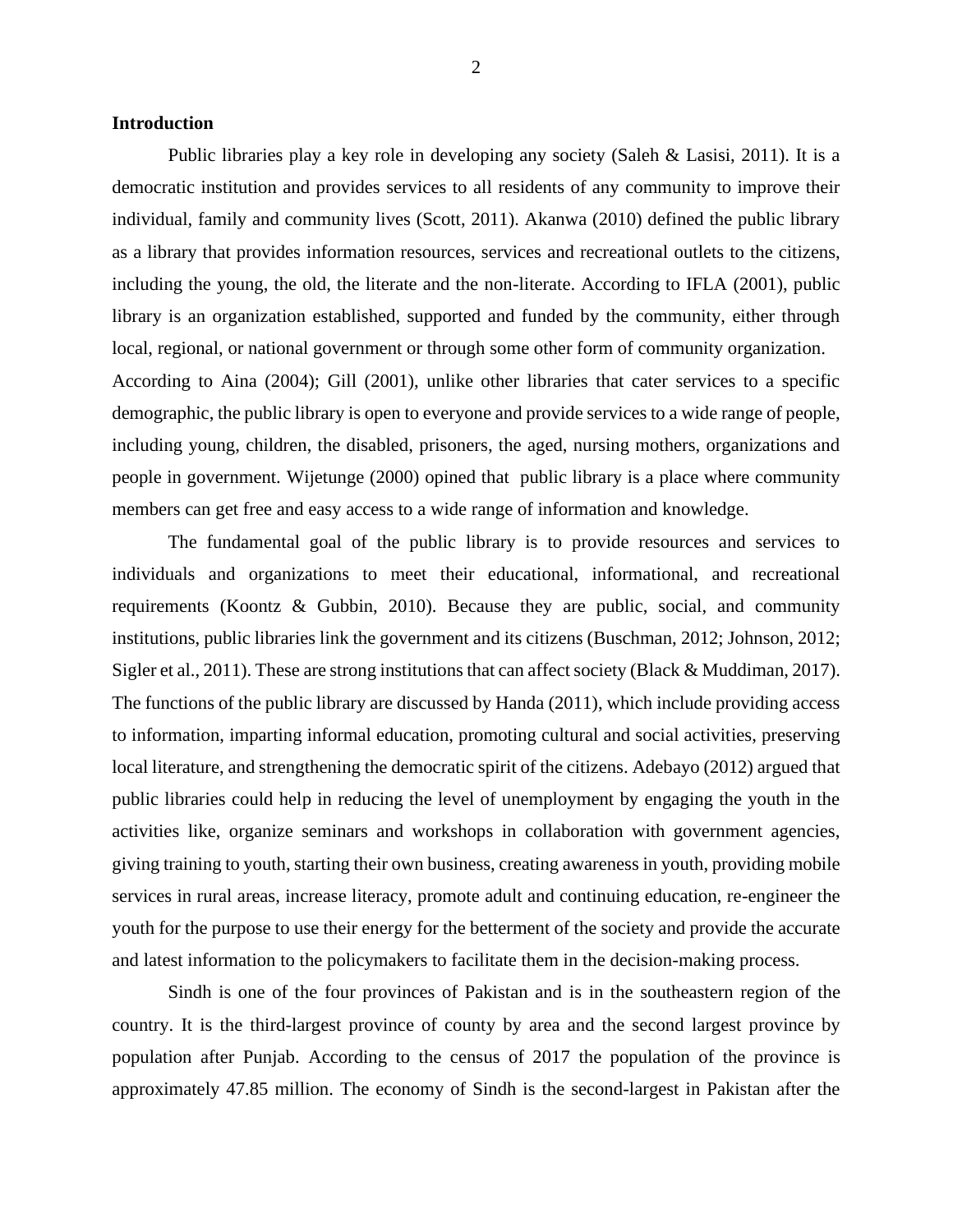**Introduction**

Public libraries play a key role in developing any society (Saleh & Lasisi, 2011). It is a democratic institution and provides services to all residents of any community to improve their individual, family and community lives (Scott, 2011). Akanwa (2010) defined the public library as a library that provides information resources, services and recreational outlets to the citizens, including the young, the old, the literate and the non-literate. According to IFLA (2001), public library is an organization established, supported and funded by the community, either through local, regional, or national government or through some other form of community organization.
According to Aina (2004); Gill (2001), unlike other libraries that cater services to a specific demographic, the public library is open to everyone and provide services to a wide range of people, including young, children, the disabled, prisoners, the aged, nursing mothers, organizations and people in government. Wijetunge (2000) opined that public library is a place where community members can get free and easy access to a wide range of information and knowledge.

The fundamental goal of the public library is to provide resources and services to individuals and organizations to meet their educational, informational, and recreational requirements (Koontz & Gubbin, 2010). Because they are public, social, and community institutions, public libraries link the government and its citizens (Buschman, 2012; Johnson, 2012; Sigler et al., 2011). These are strong institutions that can affect society (Black & Muddiman, 2017). The functions of the public library are discussed by Handa (2011), which include providing access to information, imparting informal education, promoting cultural and social activities, preserving local literature, and strengthening the democratic spirit of the citizens. Adebayo (2012) argued that public libraries could help in reducing the level of unemployment by engaging the youth in the activities like, organize seminars and workshops in collaboration with government agencies, giving training to youth, starting their own business, creating awareness in youth, providing mobile services in rural areas, increase literacy, promote adult and continuing education, re-engineer the youth for the purpose to use their energy for the betterment of the society and provide the accurate and latest information to the policymakers to facilitate them in the decision-making process.

Sindh is one of the four provinces of Pakistan and is in the southeastern region of the country. It is the third-largest province of county by area and the second largest province by population after Punjab. According to the census of 2017 the population of the province is approximately 47.85 million. The economy of Sindh is the second-largest in Pakistan after the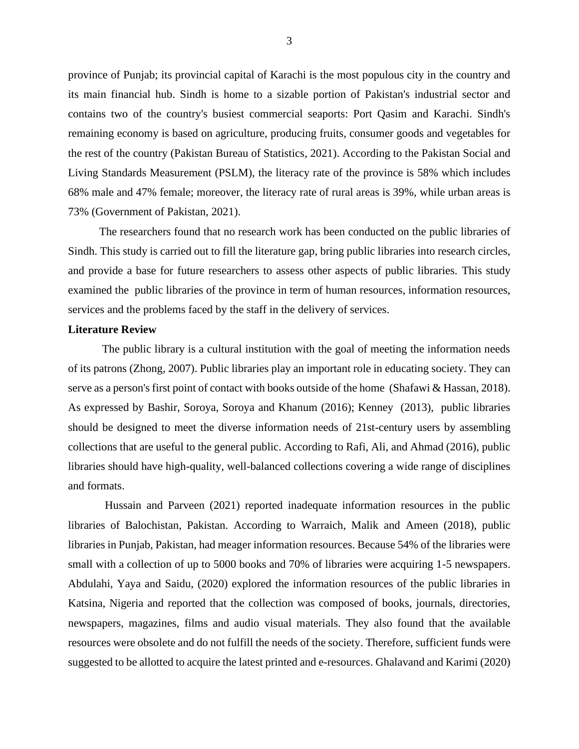province of Punjab; its provincial capital of Karachi is the most populous city in the country and its main financial hub. Sindh is home to a sizable portion of Pakistan's industrial sector and contains two of the country's busiest commercial seaports: Port Qasim and Karachi. Sindh's remaining economy is based on agriculture, producing fruits, consumer goods and vegetables for the rest of the country (Pakistan Bureau of Statistics, 2021). According to the Pakistan Social and Living Standards Measurement (PSLM), the literacy rate of the province is 58% which includes 68% male and 47% female; moreover, the literacy rate of rural areas is 39%, while urban areas is 73% (Government of Pakistan, 2021).

The researchers found that no research work has been conducted on the public libraries of Sindh. This study is carried out to fill the literature gap, bring public libraries into research circles, and provide a base for future researchers to assess other aspects of public libraries. This study examined the public libraries of the province in term of human resources, information resources, services and the problems faced by the staff in the delivery of services.

## Literature Review

The public library is a cultural institution with the goal of meeting the information needs of its patrons (Zhong, 2007). Public libraries play an important role in educating society. They can serve as a person's first point of contact with books outside of the home (Shafawi & Hassan, 2018). As expressed by Bashir, Soroya, Soroya and Khanum (2016); Kenney (2013), public libraries should be designed to meet the diverse information needs of 21st-century users by assembling collections that are useful to the general public. According to Rafi, Ali, and Ahmad (2016), public libraries should have high-quality, well-balanced collections covering a wide range of disciplines and formats.

Hussain and Parveen (2021) reported inadequate information resources in the public libraries of Balochistan, Pakistan. According to Warraich, Malik and Ameen (2018), public libraries in Punjab, Pakistan, had meager information resources. Because 54% of the libraries were small with a collection of up to 5000 books and 70% of libraries were acquiring 1-5 newspapers. Abdulahi, Yaya and Saidu, (2020) explored the information resources of the public libraries in Katsina, Nigeria and reported that the collection was composed of books, journals, directories, newspapers, magazines, films and audio visual materials. They also found that the available resources were obsolete and do not fulfill the needs of the society. Therefore, sufficient funds were suggested to be allotted to acquire the latest printed and e-resources. Ghalavand and Karimi (2020)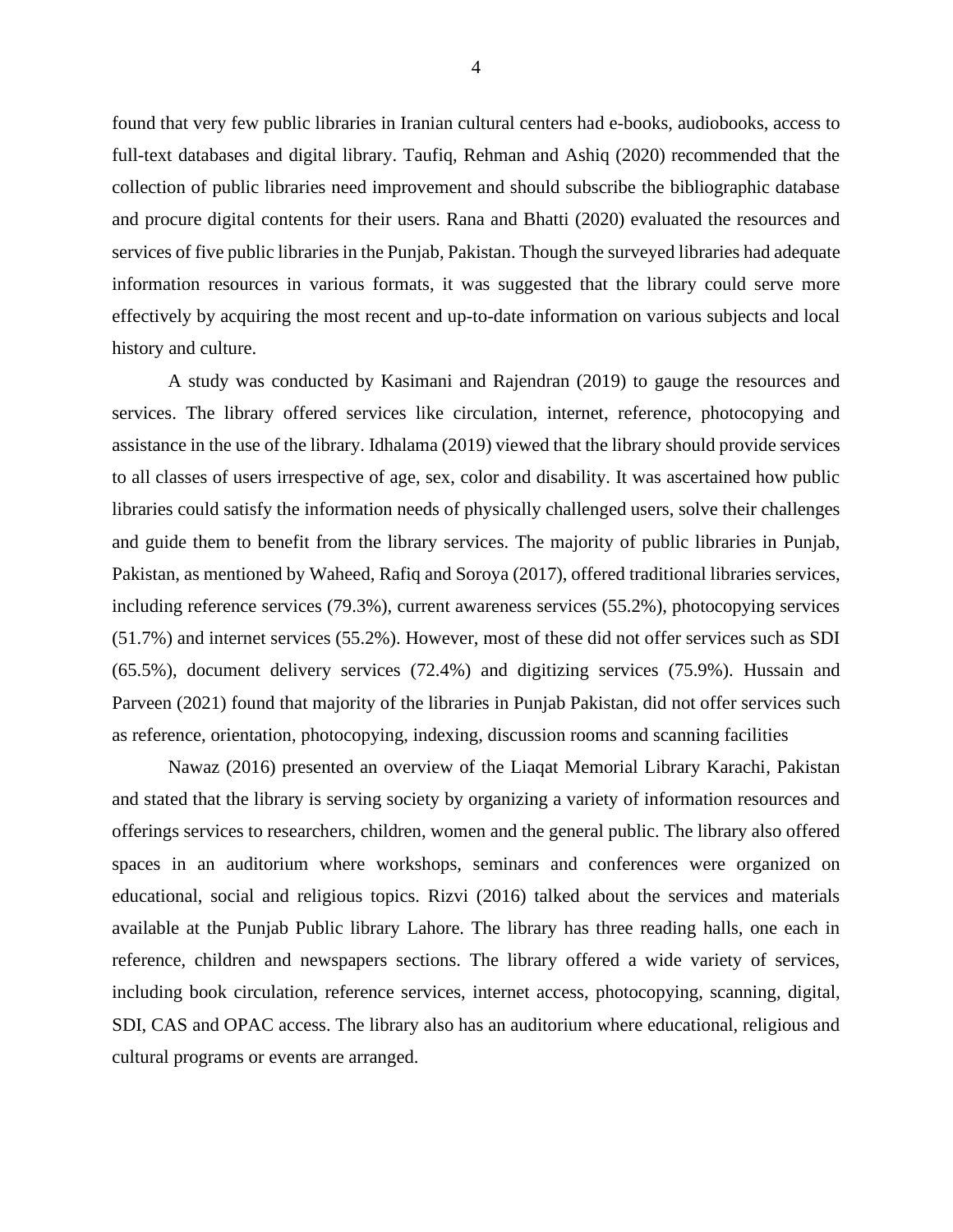found that very few public libraries in Iranian cultural centers had e-books, audiobooks, access to full-text databases and digital library. Taufiq, Rehman and Ashiq (2020) recommended that the collection of public libraries need improvement and should subscribe the bibliographic database and procure digital contents for their users. Rana and Bhatti (2020) evaluated the resources and services of five public libraries in the Punjab, Pakistan. Though the surveyed libraries had adequate information resources in various formats, it was suggested that the library could serve more effectively by acquiring the most recent and up-to-date information on various subjects and local history and culture.

A study was conducted by Kasimani and Rajendran (2019) to gauge the resources and services. The library offered services like circulation, internet, reference, photocopying and assistance in the use of the library. Idhalama (2019) viewed that the library should provide services to all classes of users irrespective of age, sex, color and disability. It was ascertained how public libraries could satisfy the information needs of physically challenged users, solve their challenges and guide them to benefit from the library services. The majority of public libraries in Punjab, Pakistan, as mentioned by Waheed, Rafiq and Soroya (2017), offered traditional libraries services, including reference services (79.3%), current awareness services (55.2%), photocopying services (51.7%) and internet services (55.2%). However, most of these did not offer services such as SDI (65.5%), document delivery services (72.4%) and digitizing services (75.9%). Hussain and Parveen (2021) found that majority of the libraries in Punjab Pakistan, did not offer services such as reference, orientation, photocopying, indexing, discussion rooms and scanning facilities

Nawaz (2016) presented an overview of the Liaqat Memorial Library Karachi, Pakistan and stated that the library is serving society by organizing a variety of information resources and offerings services to researchers, children, women and the general public. The library also offered spaces in an auditorium where workshops, seminars and conferences were organized on educational, social and religious topics. Rizvi (2016) talked about the services and materials available at the Punjab Public library Lahore. The library has three reading halls, one each in reference, children and newspapers sections. The library offered a wide variety of services, including book circulation, reference services, internet access, photocopying, scanning, digital, SDI, CAS and OPAC access. The library also has an auditorium where educational, religious and cultural programs or events are arranged.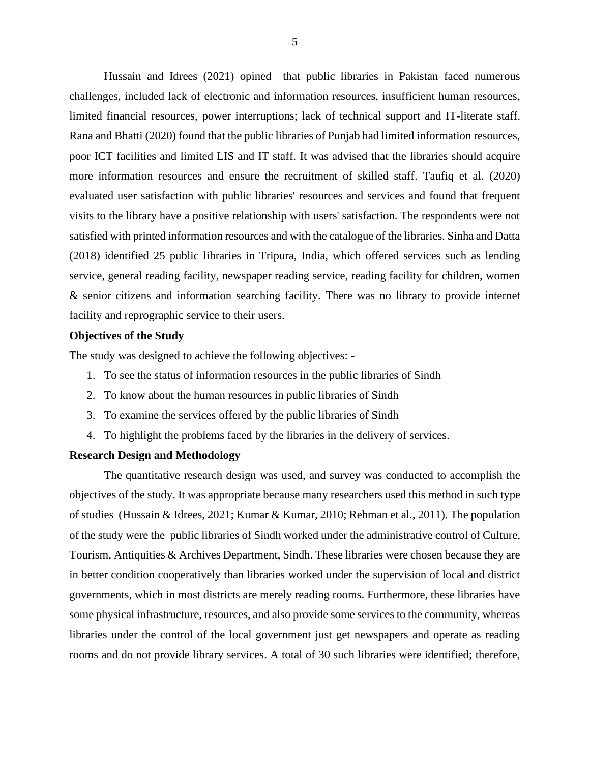Hussain and Idrees (2021) opined  that public libraries in Pakistan faced numerous challenges, included lack of electronic and information resources, insufficient human resources, limited financial resources, power interruptions; lack of technical support and IT-literate staff. Rana and Bhatti (2020) found that the public libraries of Punjab had limited information resources, poor ICT facilities and limited LIS and IT staff. It was advised that the libraries should acquire more information resources and ensure the recruitment of skilled staff. Taufiq et al. (2020) evaluated user satisfaction with public libraries' resources and services and found that frequent visits to the library have a positive relationship with users' satisfaction. The respondents were not satisfied with printed information resources and with the catalogue of the libraries. Sinha and Datta (2018) identified 25 public libraries in Tripura, India, which offered services such as lending service, general reading facility, newspaper reading service, reading facility for children, women & senior citizens and information searching facility. There was no library to provide internet facility and reprographic service to their users.

**Objectives of the Study**

The study was designed to achieve the following objectives: -

1. To see the status of information resources in the public libraries of Sindh
2. To know about the human resources in public libraries of Sindh
3. To examine the services offered by the public libraries of Sindh
4. To highlight the problems faced by the libraries in the delivery of services.

**Research Design and Methodology**

The quantitative research design was used, and survey was conducted to accomplish the objectives of the study. It was appropriate because many researchers used this method in such type of studies  (Hussain & Idrees, 2021; Kumar & Kumar, 2010; Rehman et al., 2011). The population of the study were the  public libraries of Sindh worked under the administrative control of Culture, Tourism, Antiquities & Archives Department, Sindh. These libraries were chosen because they are in better condition cooperatively than libraries worked under the supervision of local and district governments, which in most districts are merely reading rooms. Furthermore, these libraries have some physical infrastructure, resources, and also provide some services to the community, whereas libraries under the control of the local government just get newspapers and operate as reading rooms and do not provide library services. A total of 30 such libraries were identified; therefore,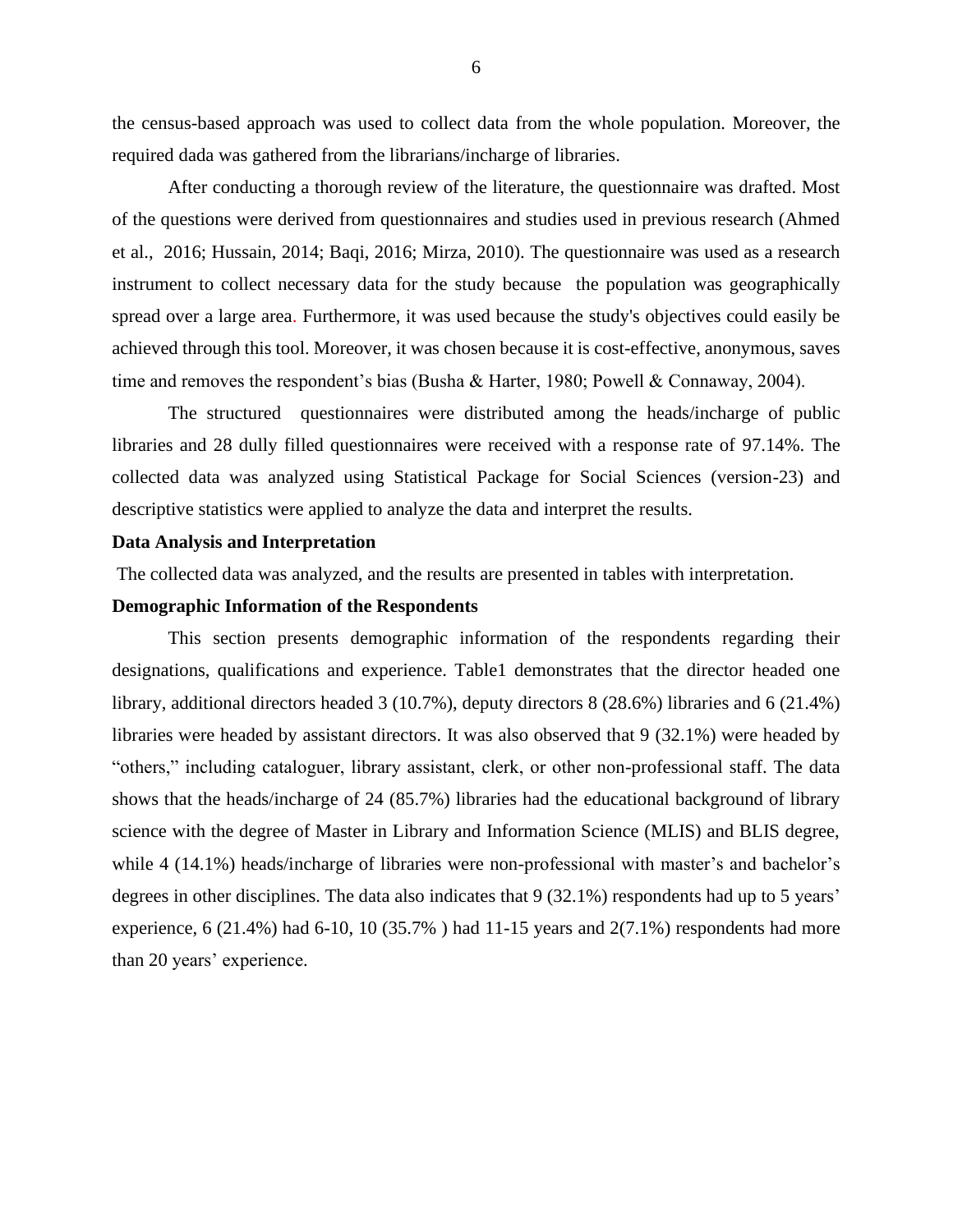the census-based approach was used to collect data from the whole population. Moreover, the required dada was gathered from the librarians/incharge of libraries.

After conducting a thorough review of the literature, the questionnaire was drafted. Most of the questions were derived from questionnaires and studies used in previous research (Ahmed et al., 2016; Hussain, 2014; Baqi, 2016; Mirza, 2010). The questionnaire was used as a research instrument to collect necessary data for the study because the population was geographically spread over a large area. Furthermore, it was used because the study's objectives could easily be achieved through this tool. Moreover, it was chosen because it is cost-effective, anonymous, saves time and removes the respondent's bias (Busha & Harter, 1980; Powell & Connaway, 2004).

The structured questionnaires were distributed among the heads/incharge of public libraries and 28 dully filled questionnaires were received with a response rate of 97.14%. The collected data was analyzed using Statistical Package for Social Sciences (version-23) and descriptive statistics were applied to analyze the data and interpret the results.

**Data Analysis and Interpretation**

The collected data was analyzed, and the results are presented in tables with interpretation.

**Demographic Information of the Respondents**

This section presents demographic information of the respondents regarding their designations, qualifications and experience. Table1 demonstrates that the director headed one library, additional directors headed 3 (10.7%), deputy directors 8 (28.6%) libraries and 6 (21.4%) libraries were headed by assistant directors. It was also observed that 9 (32.1%) were headed by "others," including cataloguer, library assistant, clerk, or other non-professional staff. The data shows that the heads/incharge of 24 (85.7%) libraries had the educational background of library science with the degree of Master in Library and Information Science (MLIS) and BLIS degree, while 4 (14.1%) heads/incharge of libraries were non-professional with master's and bachelor's degrees in other disciplines. The data also indicates that 9 (32.1%) respondents had up to 5 years' experience, 6 (21.4%) had 6-10, 10 (35.7% ) had 11-15 years and 2(7.1%) respondents had more than 20 years' experience.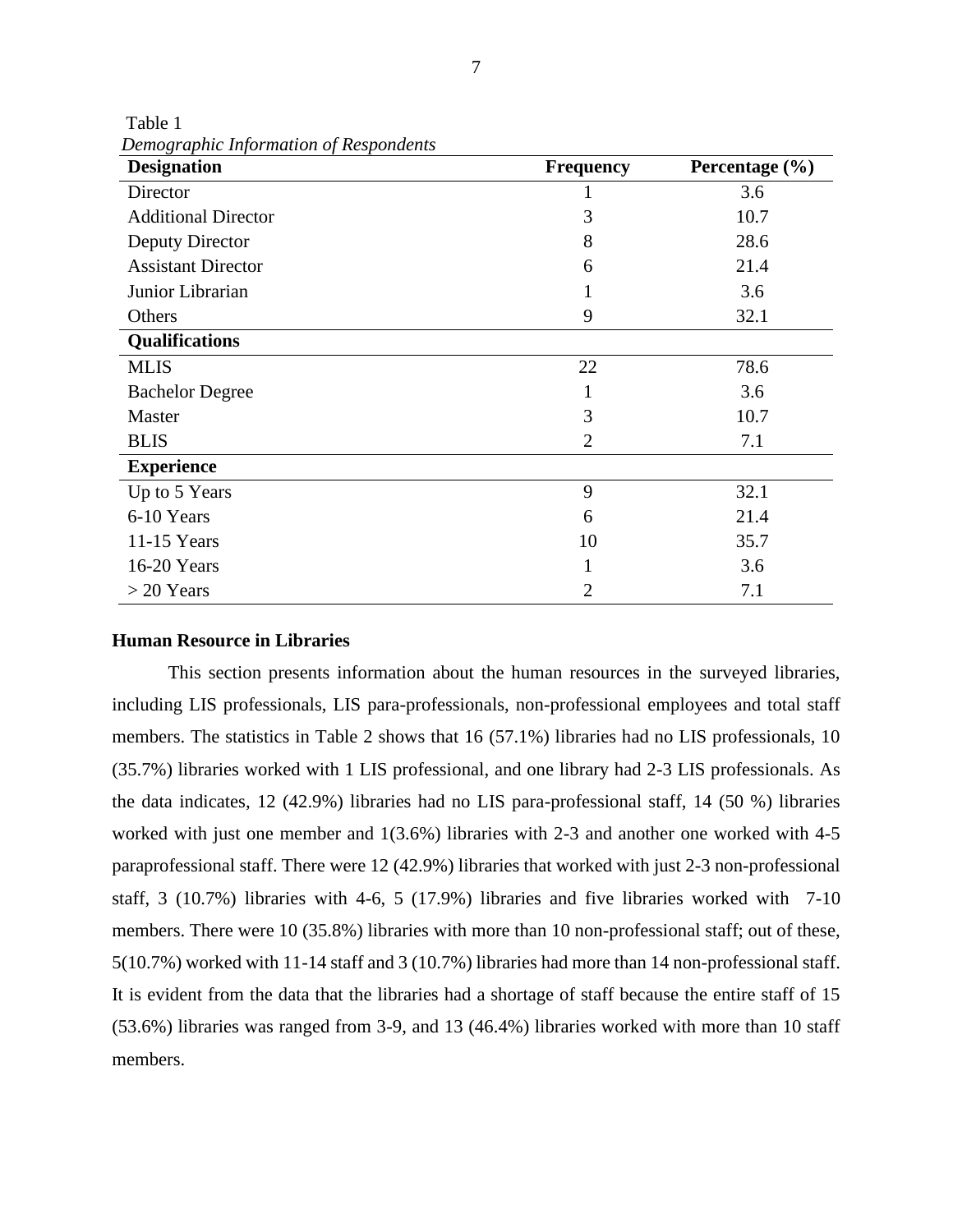Table 1
*Demographic Information of Respondents*

| Designation | Frequency | Percentage (%) |
|---|---|---|
| Director | 1 | 3.6 |
| Additional Director | 3 | 10.7 |
| Deputy Director | 8 | 28.6 |
| Assistant Director | 6 | 21.4 |
| Junior Librarian | 1 | 3.6 |
| Others | 9 | 32.1 |
| **Qualifications** | | |
| MLIS | 22 | 78.6 |
| Bachelor Degree | 1 | 3.6 |
| Master | 3 | 10.7 |
| BLIS | 2 | 7.1 |
| **Experience** | | |
| Up to 5 Years | 9 | 32.1 |
| 6-10 Years | 6 | 21.4 |
| 11-15 Years | 10 | 35.7 |
| 16-20 Years | 1 | 3.6 |
| > 20 Years | 2 | 7.1 |

**Human Resource in Libraries**

This section presents information about the human resources in the surveyed libraries, including LIS professionals, LIS para-professionals, non-professional employees and total staff members. The statistics in Table 2 shows that 16 (57.1%) libraries had no LIS professionals, 10 (35.7%) libraries worked with 1 LIS professional, and one library had 2-3 LIS professionals. As the data indicates, 12 (42.9%) libraries had no LIS para-professional staff, 14 (50 %) libraries worked with just one member and 1(3.6%) libraries with 2-3 and another one worked with 4-5 paraprofessional staff. There were 12 (42.9%) libraries that worked with just 2-3 non-professional staff, 3 (10.7%) libraries with 4-6, 5 (17.9%) libraries and five libraries worked with 7-10 members. There were 10 (35.8%) libraries with more than 10 non-professional staff; out of these, 5(10.7%) worked with 11-14 staff and 3 (10.7%) libraries had more than 14 non-professional staff. It is evident from the data that the libraries had a shortage of staff because the entire staff of 15 (53.6%) libraries was ranged from 3-9, and 13 (46.4%) libraries worked with more than 10 staff members.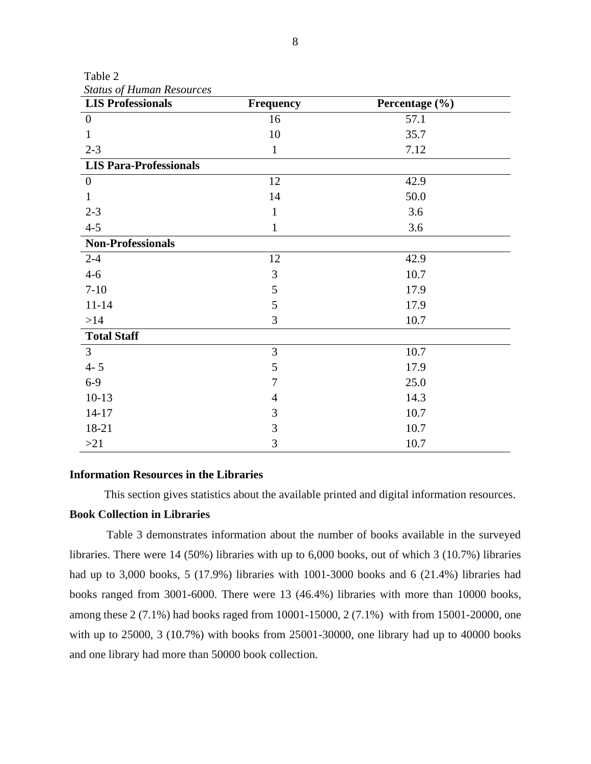Table 2

*Status of Human Resources*

| LIS Professionals | Frequency | Percentage (%) |
|---|---|---|
| 0 | 16 | 57.1 |
| 1 | 10 | 35.7 |
| 2-3 | 1 | 7.12 |
| **LIS Para-Professionals** | | |
| 0 | 12 | 42.9 |
| 1 | 14 | 50.0 |
| 2-3 | 1 | 3.6 |
| 4-5 | 1 | 3.6 |
| **Non-Professionals** | | |
| 2-4 | 12 | 42.9 |
| 4-6 | 3 | 10.7 |
| 7-10 | 5 | 17.9 |
| 11-14 | 5 | 17.9 |
| >14 | 3 | 10.7 |
| **Total Staff** | | |
| 3 | 3 | 10.7 |
| 4- 5 | 5 | 17.9 |
| 6-9 | 7 | 25.0 |
| 10-13 | 4 | 14.3 |
| 14-17 | 3 | 10.7 |
| 18-21 | 3 | 10.7 |
| >21 | 3 | 10.7 |

**Information Resources in the Libraries**

This section gives statistics about the available printed and digital information resources.

**Book Collection in Libraries**

Table 3 demonstrates information about the number of books available in the surveyed libraries. There were 14 (50%) libraries with up to 6,000 books, out of which 3 (10.7%) libraries had up to 3,000 books, 5 (17.9%) libraries with 1001-3000 books and 6 (21.4%) libraries had books ranged from 3001-6000. There were 13 (46.4%) libraries with more than 10000 books, among these 2 (7.1%) had books raged from 10001-15000, 2 (7.1%) with from 15001-20000, one with up to 25000, 3 (10.7%) with books from 25001-30000, one library had up to 40000 books and one library had more than 50000 book collection.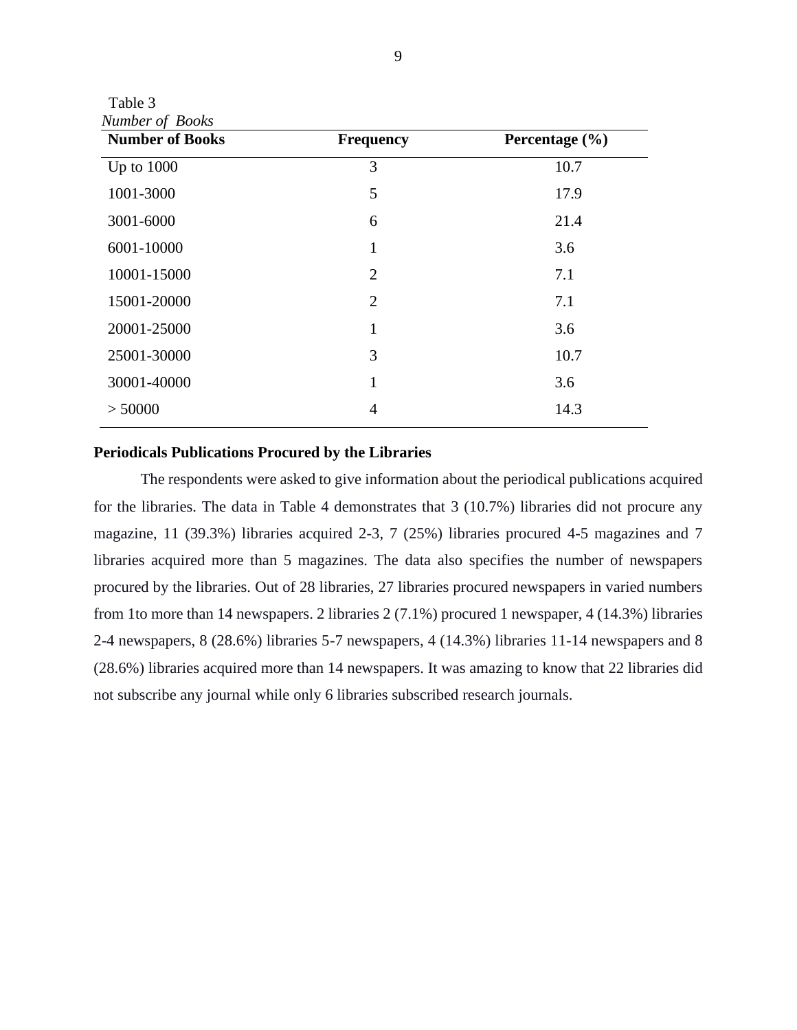Table 3

*Number of Books*

| Number of Books | Frequency | Percentage (%) |
|---|---|---|
| Up to 1000 | 3 | 10.7 |
| 1001-3000 | 5 | 17.9 |
| 3001-6000 | 6 | 21.4 |
| 6001-10000 | 1 | 3.6 |
| 10001-15000 | 2 | 7.1 |
| 15001-20000 | 2 | 7.1 |
| 20001-25000 | 1 | 3.6 |
| 25001-30000 | 3 | 10.7 |
| 30001-40000 | 1 | 3.6 |
| > 50000 | 4 | 14.3 |

**Periodicals Publications Procured by the Libraries**

The respondents were asked to give information about the periodical publications acquired for the libraries. The data in Table 4 demonstrates that 3 (10.7%) libraries did not procure any magazine, 11 (39.3%) libraries acquired 2-3, 7 (25%) libraries procured 4-5 magazines and 7 libraries acquired more than 5 magazines. The data also specifies the number of newspapers procured by the libraries. Out of 28 libraries, 27 libraries procured newspapers in varied numbers from 1to more than 14 newspapers. 2 libraries 2 (7.1%) procured 1 newspaper, 4 (14.3%) libraries 2-4 newspapers, 8 (28.6%) libraries 5-7 newspapers, 4 (14.3%) libraries 11-14 newspapers and 8 (28.6%) libraries acquired more than 14 newspapers. It was amazing to know that 22 libraries did not subscribe any journal while only 6 libraries subscribed research journals.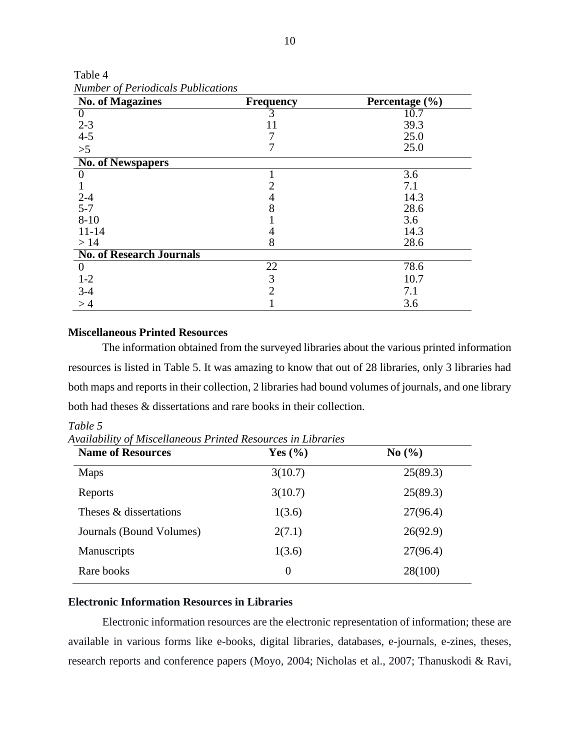Table 4

*Number of Periodicals Publications*

| **No. of Magazines** | **Frequency** | **Percentage (%)** |
|---|---|---|
| 0 | 3 | 10.7 |
| 2-3 | 11 | 39.3 |
| 4-5 | 7 | 25.0 |
| >5 | 7 | 25.0 |
| **No. of Newspapers** | | |
| 0 | 1 | 3.6 |
| 1 | 2 | 7.1 |
| 2-4 | 4 | 14.3 |
| 5-7 | 8 | 28.6 |
| 8-10 | 1 | 3.6 |
| 11-14 | 4 | 14.3 |
| > 14 | 8 | 28.6 |
| **No. of Research Journals** | | |
| 0 | 22 | 78.6 |
| 1-2 | 3 | 10.7 |
| 3-4 | 2 | 7.1 |
| > 4 | 1 | 3.6 |

**Miscellaneous Printed Resources**

The information obtained from the surveyed libraries about the various printed information resources is listed in Table 5. It was amazing to know that out of 28 libraries, only 3 libraries had both maps and reports in their collection, 2 libraries had bound volumes of journals, and one library both had theses & dissertations and rare books in their collection.

*Table 5*

*Availability of Miscellaneous Printed Resources in Libraries*

| **Name of Resources** | **Yes (%)** | **No (%)** |
|---|---|---|
| Maps | 3(10.7) | 25(89.3) |
| Reports | 3(10.7) | 25(89.3) |
| Theses & dissertations | 1(3.6) | 27(96.4) |
| Journals (Bound Volumes) | 2(7.1) | 26(92.9) |
| Manuscripts | 1(3.6) | 27(96.4) |
| Rare books | 0 | 28(100) |

**Electronic Information Resources in Libraries**

Electronic information resources are the electronic representation of information; these are available in various forms like e-books, digital libraries, databases, e-journals, e-zines, theses, research reports and conference papers (Moyo, 2004; Nicholas et al., 2007; Thanuskodi & Ravi,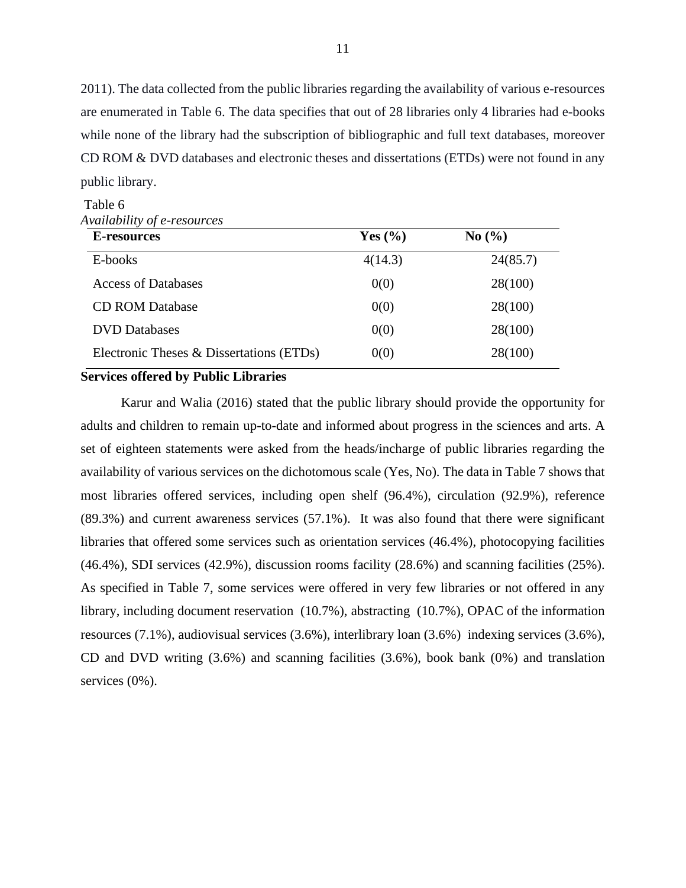2011). The data collected from the public libraries regarding the availability of various e-resources are enumerated in Table 6. The data specifies that out of 28 libraries only 4 libraries had e-books while none of the library had the subscription of bibliographic and full text databases, moreover CD ROM & DVD databases and electronic theses and dissertations (ETDs) were not found in any public library.

Table 6
*Availability of e-resources*

| E-resources | Yes (%) | No (%) |
|---|---|---|
| E-books | 4(14.3) | 24(85.7) |
| Access of Databases | 0(0) | 28(100) |
| CD ROM Database | 0(0) | 28(100) |
| DVD Databases | 0(0) | 28(100) |
| Electronic Theses & Dissertations (ETDs) | 0(0) | 28(100) |

**Services offered by Public Libraries**

Karur and Walia (2016) stated that the public library should provide the opportunity for adults and children to remain up-to-date and informed about progress in the sciences and arts. A set of eighteen statements were asked from the heads/incharge of public libraries regarding the availability of various services on the dichotomous scale (Yes, No). The data in Table 7 shows that most libraries offered services, including open shelf (96.4%), circulation (92.9%), reference (89.3%) and current awareness services (57.1%). It was also found that there were significant libraries that offered some services such as orientation services (46.4%), photocopying facilities (46.4%), SDI services (42.9%), discussion rooms facility (28.6%) and scanning facilities (25%). As specified in Table 7, some services were offered in very few libraries or not offered in any library, including document reservation (10.7%), abstracting (10.7%), OPAC of the information resources (7.1%), audiovisual services (3.6%), interlibrary loan (3.6%) indexing services (3.6%), CD and DVD writing (3.6%) and scanning facilities (3.6%), book bank (0%) and translation services (0%).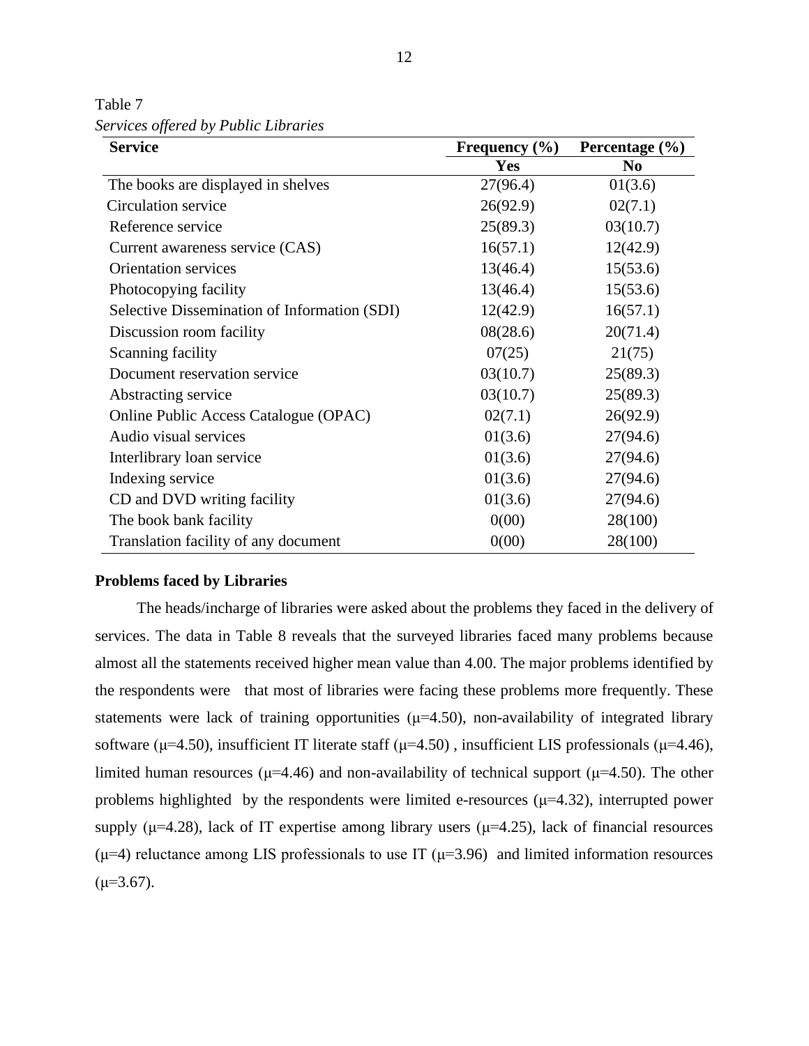Table 7

*Services offered by Public Libraries*

| Service | Frequency (%) | Percentage (%) |
|---|---|---|
| | Yes | No |
| The books are displayed in shelves | 27(96.4) | 01(3.6) |
| Circulation service | 26(92.9) | 02(7.1) |
| Reference service | 25(89.3) | 03(10.7) |
| Current awareness service (CAS) | 16(57.1) | 12(42.9) |
| Orientation services | 13(46.4) | 15(53.6) |
| Photocopying facility | 13(46.4) | 15(53.6) |
| Selective Dissemination of Information (SDI) | 12(42.9) | 16(57.1) |
| Discussion room facility | 08(28.6) | 20(71.4) |
| Scanning facility | 07(25) | 21(75) |
| Document reservation service | 03(10.7) | 25(89.3) |
| Abstracting service | 03(10.7) | 25(89.3) |
| Online Public Access Catalogue (OPAC) | 02(7.1) | 26(92.9) |
| Audio visual services | 01(3.6) | 27(94.6) |
| Interlibrary loan service | 01(3.6) | 27(94.6) |
| Indexing service | 01(3.6) | 27(94.6) |
| CD and DVD writing facility | 01(3.6) | 27(94.6) |
| The book bank facility | 0(00) | 28(100) |
| Translation facility of any document | 0(00) | 28(100) |

**Problems faced by Libraries**

The heads/incharge of libraries were asked about the problems they faced in the delivery of services. The data in Table 8 reveals that the surveyed libraries faced many problems because almost all the statements received higher mean value than 4.00. The major problems identified by the respondents were that most of libraries were facing these problems more frequently. These statements were lack of training opportunities ($\mu$=4.50), non-availability of integrated library software ($\mu$=4.50), insufficient IT literate staff ($\mu$=4.50) , insufficient LIS professionals ($\mu$=4.46), limited human resources ($\mu$=4.46) and non-availability of technical support ($\mu$=4.50). The other problems highlighted by the respondents were limited e-resources ($\mu$=4.32), interrupted power supply ($\mu$=4.28), lack of IT expertise among library users ($\mu$=4.25), lack of financial resources ($\mu$=4) reluctance among LIS professionals to use IT ($\mu$=3.96) and limited information resources ($\mu$=3.67).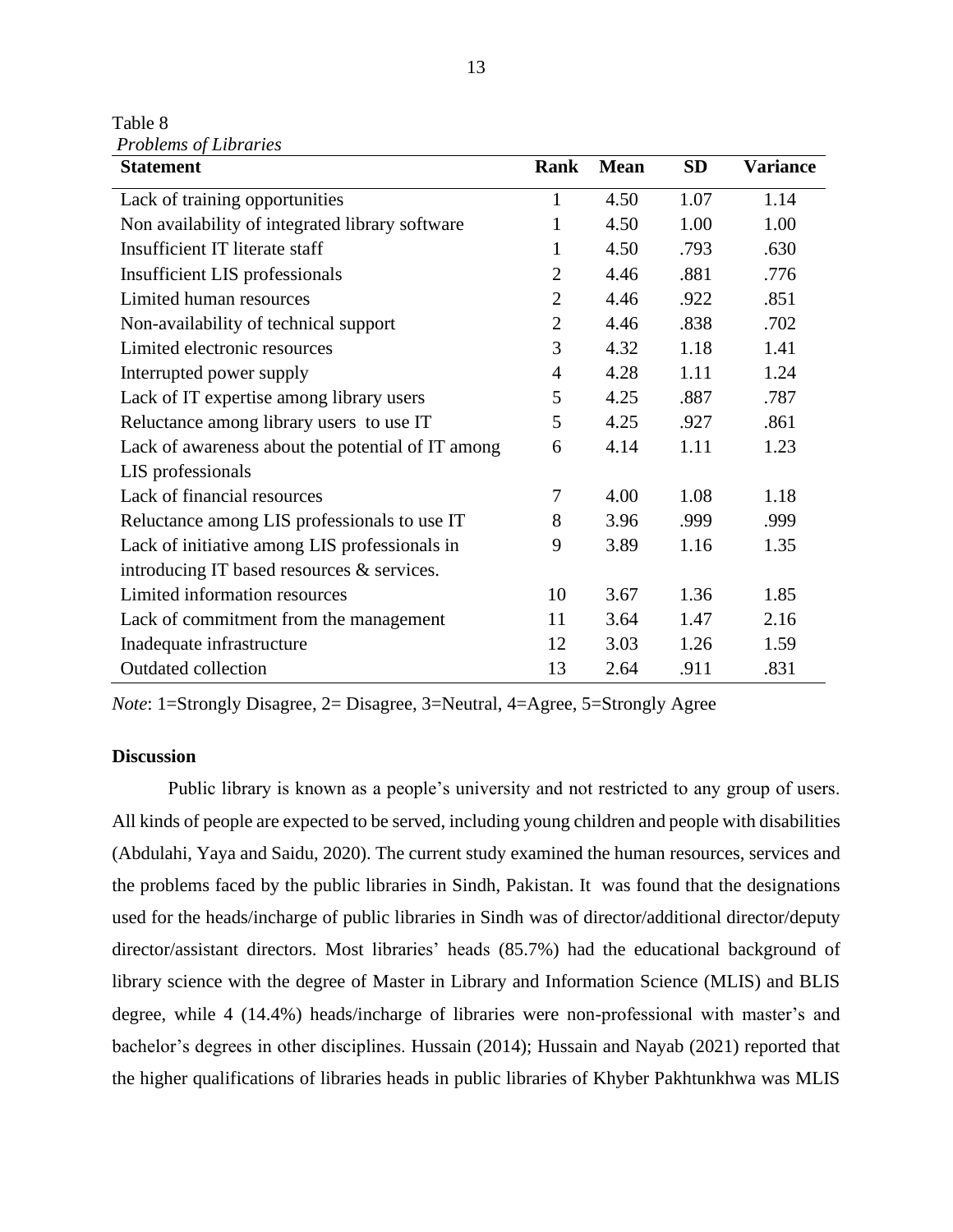Table 8

*Problems of Libraries*

| Statement | Rank | Mean | SD | Variance |
|---|---|---|---|---|
| Lack of training opportunities | 1 | 4.50 | 1.07 | 1.14 |
| Non availability of integrated library software | 1 | 4.50 | 1.00 | 1.00 |
| Insufficient IT literate staff | 1 | 4.50 | .793 | .630 |
| Insufficient LIS professionals | 2 | 4.46 | .881 | .776 |
| Limited human resources | 2 | 4.46 | .922 | .851 |
| Non-availability of technical support | 2 | 4.46 | .838 | .702 |
| Limited electronic resources | 3 | 4.32 | 1.18 | 1.41 |
| Interrupted power supply | 4 | 4.28 | 1.11 | 1.24 |
| Lack of IT expertise among library users | 5 | 4.25 | .887 | .787 |
| Reluctance among library users to use IT | 5 | 4.25 | .927 | .861 |
| Lack of awareness about the potential of IT among LIS professionals | 6 | 4.14 | 1.11 | 1.23 |
| Lack of financial resources | 7 | 4.00 | 1.08 | 1.18 |
| Reluctance among LIS professionals to use IT | 8 | 3.96 | .999 | .999 |
| Lack of initiative among LIS professionals in introducing IT based resources & services. | 9 | 3.89 | 1.16 | 1.35 |
| Limited information resources | 10 | 3.67 | 1.36 | 1.85 |
| Lack of commitment from the management | 11 | 3.64 | 1.47 | 2.16 |
| Inadequate infrastructure | 12 | 3.03 | 1.26 | 1.59 |
| Outdated collection | 13 | 2.64 | .911 | .831 |

*Note*: 1=Strongly Disagree, 2= Disagree, 3=Neutral, 4=Agree, 5=Strongly Agree

**Discussion**

Public library is known as a people's university and not restricted to any group of users. All kinds of people are expected to be served, including young children and people with disabilities (Abdulahi, Yaya and Saidu, 2020). The current study examined the human resources, services and the problems faced by the public libraries in Sindh, Pakistan. It was found that the designations used for the heads/incharge of public libraries in Sindh was of director/additional director/deputy director/assistant directors. Most libraries' heads (85.7%) had the educational background of library science with the degree of Master in Library and Information Science (MLIS) and BLIS degree, while 4 (14.4%) heads/incharge of libraries were non-professional with master's and bachelor's degrees in other disciplines. Hussain (2014); Hussain and Nayab (2021) reported that the higher qualifications of libraries heads in public libraries of Khyber Pakhtunkhwa was MLIS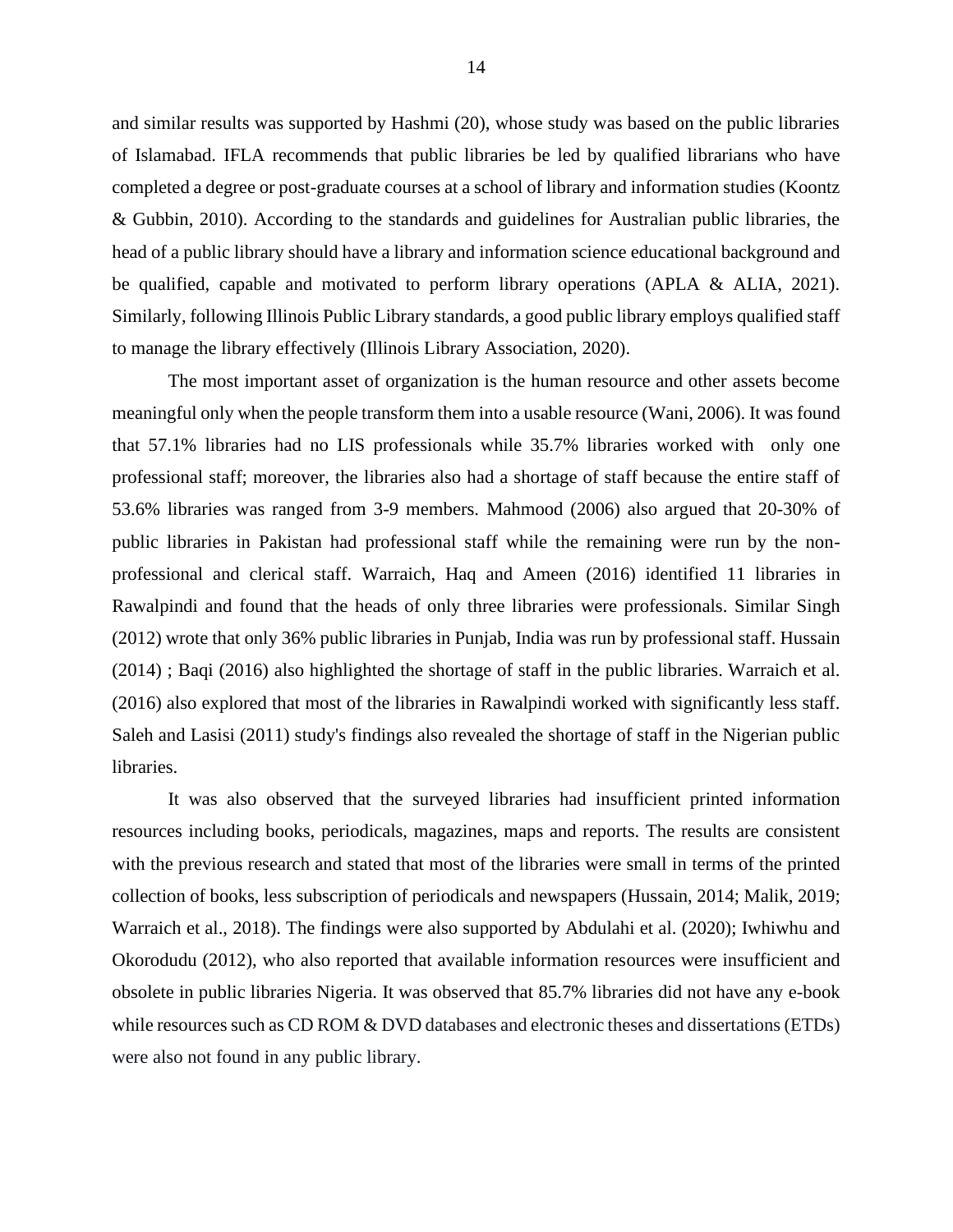and similar results was supported by Hashmi (20), whose study was based on the public libraries of Islamabad. IFLA recommends that public libraries be led by qualified librarians who have completed a degree or post-graduate courses at a school of library and information studies (Koontz & Gubbin, 2010). According to the standards and guidelines for Australian public libraries, the head of a public library should have a library and information science educational background and be qualified, capable and motivated to perform library operations (APLA & ALIA, 2021). Similarly, following Illinois Public Library standards, a good public library employs qualified staff to manage the library effectively (Illinois Library Association, 2020).

The most important asset of organization is the human resource and other assets become meaningful only when the people transform them into a usable resource (Wani, 2006). It was found that 57.1% libraries had no LIS professionals while 35.7% libraries worked with only one professional staff; moreover, the libraries also had a shortage of staff because the entire staff of 53.6% libraries was ranged from 3-9 members. Mahmood (2006) also argued that 20-30% of public libraries in Pakistan had professional staff while the remaining were run by the non-professional and clerical staff. Warraich, Haq and Ameen (2016) identified 11 libraries in Rawalpindi and found that the heads of only three libraries were professionals. Similar Singh (2012) wrote that only 36% public libraries in Punjab, India was run by professional staff. Hussain (2014) ; Baqi (2016) also highlighted the shortage of staff in the public libraries. Warraich et al. (2016) also explored that most of the libraries in Rawalpindi worked with significantly less staff. Saleh and Lasisi (2011) study's findings also revealed the shortage of staff in the Nigerian public libraries.

It was also observed that the surveyed libraries had insufficient printed information resources including books, periodicals, magazines, maps and reports. The results are consistent with the previous research and stated that most of the libraries were small in terms of the printed collection of books, less subscription of periodicals and newspapers (Hussain, 2014; Malik, 2019; Warraich et al., 2018). The findings were also supported by Abdulahi et al. (2020); Iwhiwhu and Okorodudu (2012), who also reported that available information resources were insufficient and obsolete in public libraries Nigeria. It was observed that 85.7% libraries did not have any e-book while resources such as CD ROM & DVD databases and electronic theses and dissertations (ETDs) were also not found in any public library.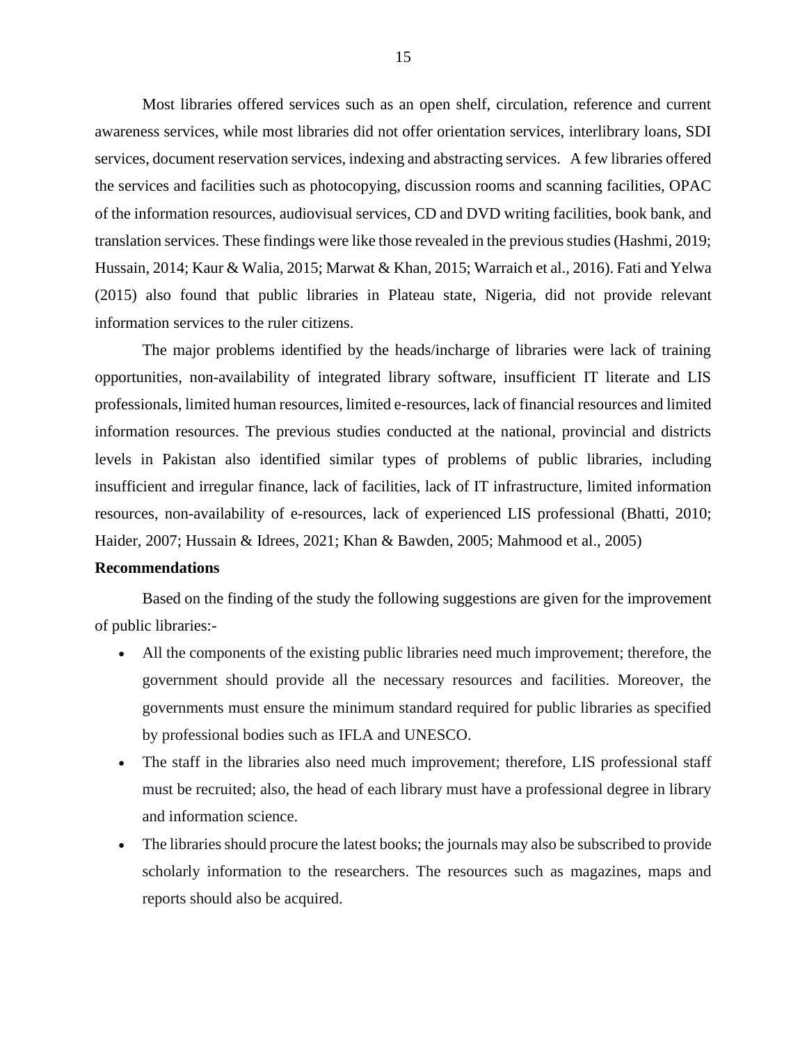Most libraries offered services such as an open shelf, circulation, reference and current awareness services, while most libraries did not offer orientation services, interlibrary loans, SDI services, document reservation services, indexing and abstracting services. A few libraries offered the services and facilities such as photocopying, discussion rooms and scanning facilities, OPAC of the information resources, audiovisual services, CD and DVD writing facilities, book bank, and translation services. These findings were like those revealed in the previous studies (Hashmi, 2019; Hussain, 2014; Kaur & Walia, 2015; Marwat & Khan, 2015; Warraich et al., 2016). Fati and Yelwa (2015) also found that public libraries in Plateau state, Nigeria, did not provide relevant information services to the ruler citizens.

The major problems identified by the heads/incharge of libraries were lack of training opportunities, non-availability of integrated library software, insufficient IT literate and LIS professionals, limited human resources, limited e-resources, lack of financial resources and limited information resources. The previous studies conducted at the national, provincial and districts levels in Pakistan also identified similar types of problems of public libraries, including insufficient and irregular finance, lack of facilities, lack of IT infrastructure, limited information resources, non-availability of e-resources, lack of experienced LIS professional (Bhatti, 2010; Haider, 2007; Hussain & Idrees, 2021; Khan & Bawden, 2005; Mahmood et al., 2005)

**Recommendations**

Based on the finding of the study the following suggestions are given for the improvement of public libraries:-

- All the components of the existing public libraries need much improvement; therefore, the government should provide all the necessary resources and facilities. Moreover, the governments must ensure the minimum standard required for public libraries as specified by professional bodies such as IFLA and UNESCO.
- The staff in the libraries also need much improvement; therefore, LIS professional staff must be recruited; also, the head of each library must have a professional degree in library and information science.
- The libraries should procure the latest books; the journals may also be subscribed to provide scholarly information to the researchers. The resources such as magazines, maps and reports should also be acquired.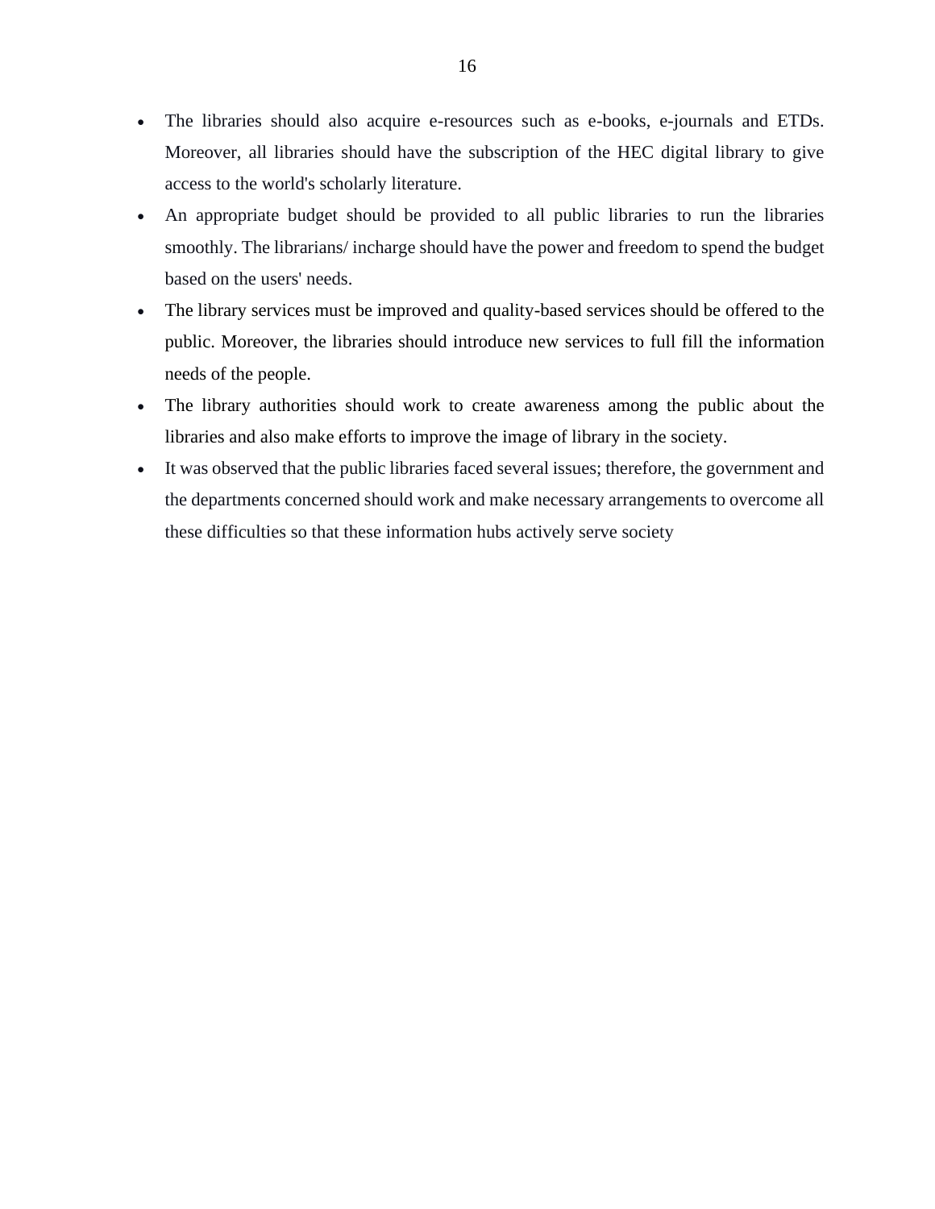- The libraries should also acquire e-resources such as e-books, e-journals and ETDs. Moreover, all libraries should have the subscription of the HEC digital library to give access to the world's scholarly literature.
- An appropriate budget should be provided to all public libraries to run the libraries smoothly. The librarians/ incharge should have the power and freedom to spend the budget based on the users' needs.
- The library services must be improved and quality-based services should be offered to the public. Moreover, the libraries should introduce new services to full fill the information needs of the people.
- The library authorities should work to create awareness among the public about the libraries and also make efforts to improve the image of library in the society.
- It was observed that the public libraries faced several issues; therefore, the government and the departments concerned should work and make necessary arrangements to overcome all these difficulties so that these information hubs actively serve society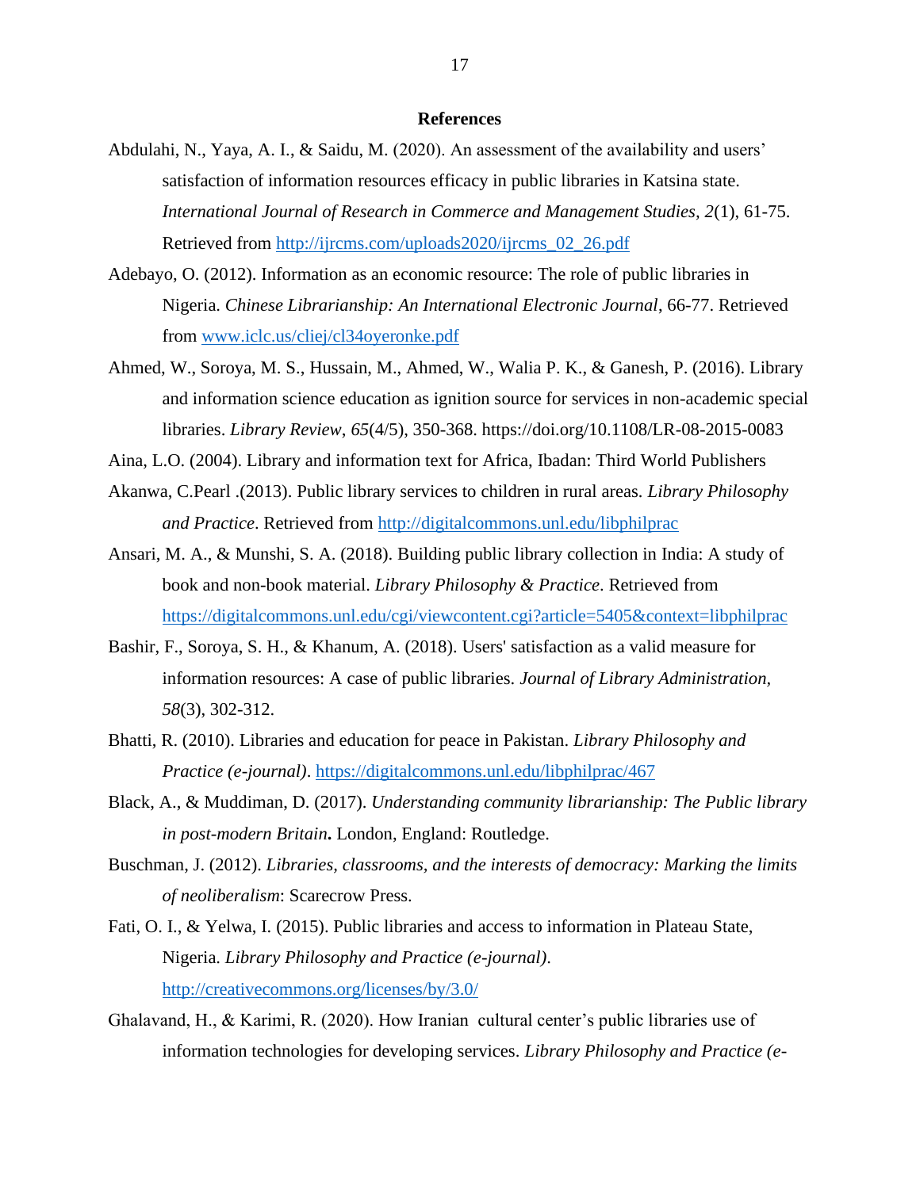## References

Abdulahi, N., Yaya, A. I., & Saidu, M. (2020). An assessment of the availability and users' satisfaction of information resources efficacy in public libraries in Katsina state. *International Journal of Research in Commerce and Management Studies*, *2*(1), 61-75. Retrieved from http://ijrcms.com/uploads2020/ijrcms_02_26.pdf

Adebayo, O. (2012). Information as an economic resource: The role of public libraries in Nigeria. *Chinese Librarianship: An International Electronic Journal*, 66-77. Retrieved from www.iclc.us/cliej/cl34oyeronke.pdf

Ahmed, W., Soroya, M. S., Hussain, M., Ahmed, W., Walia P. K., & Ganesh, P. (2016). Library and information science education as ignition source for services in non-academic special libraries. *Library Review*, *65*(4/5), 350-368. https://doi.org/10.1108/LR-08-2015-0083

Aina, L.O. (2004). Library and information text for Africa, Ibadan: Third World Publishers

Akanwa, C.Pearl .(2013). Public library services to children in rural areas. *Library Philosophy and Practice*. Retrieved from http://digitalcommons.unl.edu/libphilprac

Ansari, M. A., & Munshi, S. A. (2018). Building public library collection in India: A study of book and non-book material. *Library Philosophy & Practice*. Retrieved from https://digitalcommons.unl.edu/cgi/viewcontent.cgi?article=5405&context=libphilprac

Bashir, F., Soroya, S. H., & Khanum, A. (2018). Users' satisfaction as a valid measure for information resources: A case of public libraries. *Journal of Library Administration, 58*(3), 302-312.

Bhatti, R. (2010). Libraries and education for peace in Pakistan. *Library Philosophy and Practice (e-journal)*. https://digitalcommons.unl.edu/libphilprac/467

Black, A., & Muddiman, D. (2017). *Understanding community librarianship: The Public library in post-modern Britain***.** London, England: Routledge.

Buschman, J. (2012). *Libraries, classrooms, and the interests of democracy: Marking the limits of neoliberalism*: Scarecrow Press.

Fati, O. I., & Yelwa, I. (2015). Public libraries and access to information in Plateau State, Nigeria. *Library Philosophy and Practice (e-journal)*. http://creativecommons.org/licenses/by/3.0/

Ghalavand, H., & Karimi, R. (2020). How Iranian cultural center's public libraries use of information technologies for developing services. *Library Philosophy and Practice (e-*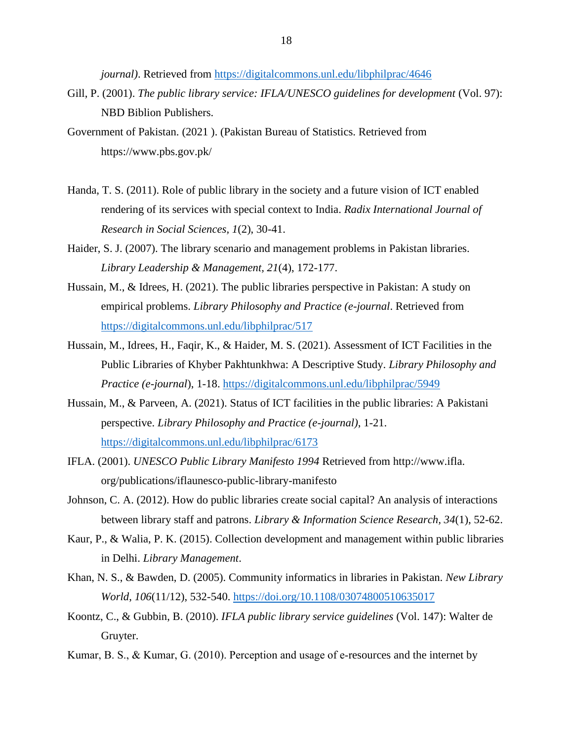*journal)*. Retrieved from https://digitalcommons.unl.edu/libphilprac/4646

Gill, P. (2001). *The public library service: IFLA/UNESCO guidelines for development* (Vol. 97): NBD Biblion Publishers.

Government of Pakistan. (2021 ). (Pakistan Bureau of Statistics. Retrieved from https://www.pbs.gov.pk/

Handa, T. S. (2011). Role of public library in the society and a future vision of ICT enabled rendering of its services with special context to India. *Radix International Journal of Research in Social Sciences, 1*(2), 30-41.

Haider, S. J. (2007). The library scenario and management problems in Pakistan libraries. *Library Leadership & Management, 21*(4), 172-177.

Hussain, M., & Idrees, H. (2021). The public libraries perspective in Pakistan: A study on empirical problems. *Library Philosophy and Practice (e-journal*. Retrieved from https://digitalcommons.unl.edu/libphilprac/517

Hussain, M., Idrees, H., Faqir, K., & Haider, M. S. (2021). Assessment of ICT Facilities in the Public Libraries of Khyber Pakhtunkhwa: A Descriptive Study. *Library Philosophy and Practice (e-journal*), 1-18. https://digitalcommons.unl.edu/libphilprac/5949

Hussain, M., & Parveen, A. (2021). Status of ICT facilities in the public libraries: A Pakistani perspective. *Library Philosophy and Practice (e-journal)*, 1-21. https://digitalcommons.unl.edu/libphilprac/6173

IFLA. (2001). *UNESCO Public Library Manifesto 1994* Retrieved from http://www.ifla. org/publications/iflaunesco-public-library-manifesto

Johnson, C. A. (2012). How do public libraries create social capital? An analysis of interactions between library staff and patrons. *Library & Information Science Research, 34*(1), 52-62.

Kaur, P., & Walia, P. K. (2015). Collection development and management within public libraries in Delhi. *Library Management*.

Khan, N. S., & Bawden, D. (2005). Community informatics in libraries in Pakistan. *New Library World*, *106*(11/12), 532-540. https://doi.org/10.1108/03074800510635017

Koontz, C., & Gubbin, B. (2010). *IFLA public library service guidelines* (Vol. 147): Walter de Gruyter.

Kumar, B. S., & Kumar, G. (2010). Perception and usage of e-resources and the internet by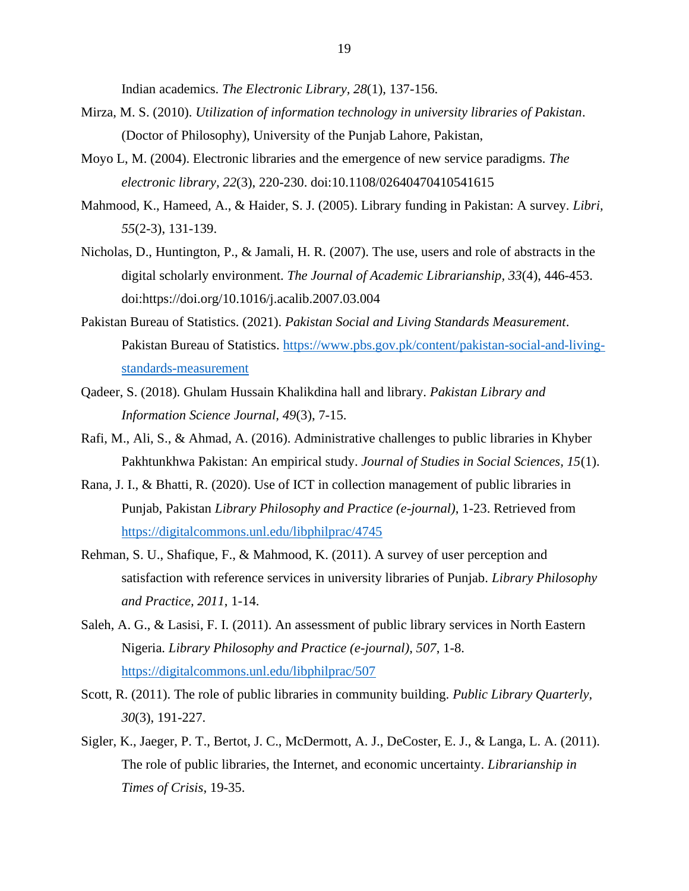Indian academics. *The Electronic Library, 28*(1), 137-156.

Mirza, M. S. (2010). *Utilization of information technology in university libraries of Pakistan*. (Doctor of Philosophy), University of the Punjab Lahore, Pakistan,

Moyo L, M. (2004). Electronic libraries and the emergence of new service paradigms. *The electronic library, 22*(3), 220-230. doi:10.1108/02640470410541615

Mahmood, K., Hameed, A., & Haider, S. J. (2005). Library funding in Pakistan: A survey. *Libri, 55*(2-3), 131-139.

Nicholas, D., Huntington, P., & Jamali, H. R. (2007). The use, users and role of abstracts in the digital scholarly environment. *The Journal of Academic Librarianship, 33*(4), 446-453. doi:https://doi.org/10.1016/j.acalib.2007.03.004

Pakistan Bureau of Statistics. (2021). *Pakistan Social and Living Standards Measurement*. Pakistan Bureau of Statistics. https://www.pbs.gov.pk/content/pakistan-social-and-living-standards-measurement

Qadeer, S. (2018). Ghulam Hussain Khalikdina hall and library. *Pakistan Library and Information Science Journal, 49*(3), 7-15.

Rafi, M., Ali, S., & Ahmad, A. (2016). Administrative challenges to public libraries in Khyber Pakhtunkhwa Pakistan: An empirical study. *Journal of Studies in Social Sciences, 15*(1).

Rana, J. I., & Bhatti, R. (2020). Use of ICT in collection management of public libraries in Punjab, Pakistan *Library Philosophy and Practice (e-journal)*, 1-23. Retrieved from https://digitalcommons.unl.edu/libphilprac/4745

Rehman, S. U., Shafique, F., & Mahmood, K. (2011). A survey of user perception and satisfaction with reference services in university libraries of Punjab. *Library Philosophy and Practice, 2011*, 1-14.

Saleh, A. G., & Lasisi, F. I. (2011). An assessment of public library services in North Eastern Nigeria. *Library Philosophy and Practice (e-journal), 507*, 1-8. https://digitalcommons.unl.edu/libphilprac/507

Scott, R. (2011). The role of public libraries in community building. *Public Library Quarterly, 30*(3), 191-227.

Sigler, K., Jaeger, P. T., Bertot, J. C., McDermott, A. J., DeCoster, E. J., & Langa, L. A. (2011). The role of public libraries, the Internet, and economic uncertainty. *Librarianship in Times of Crisis*, 19-35.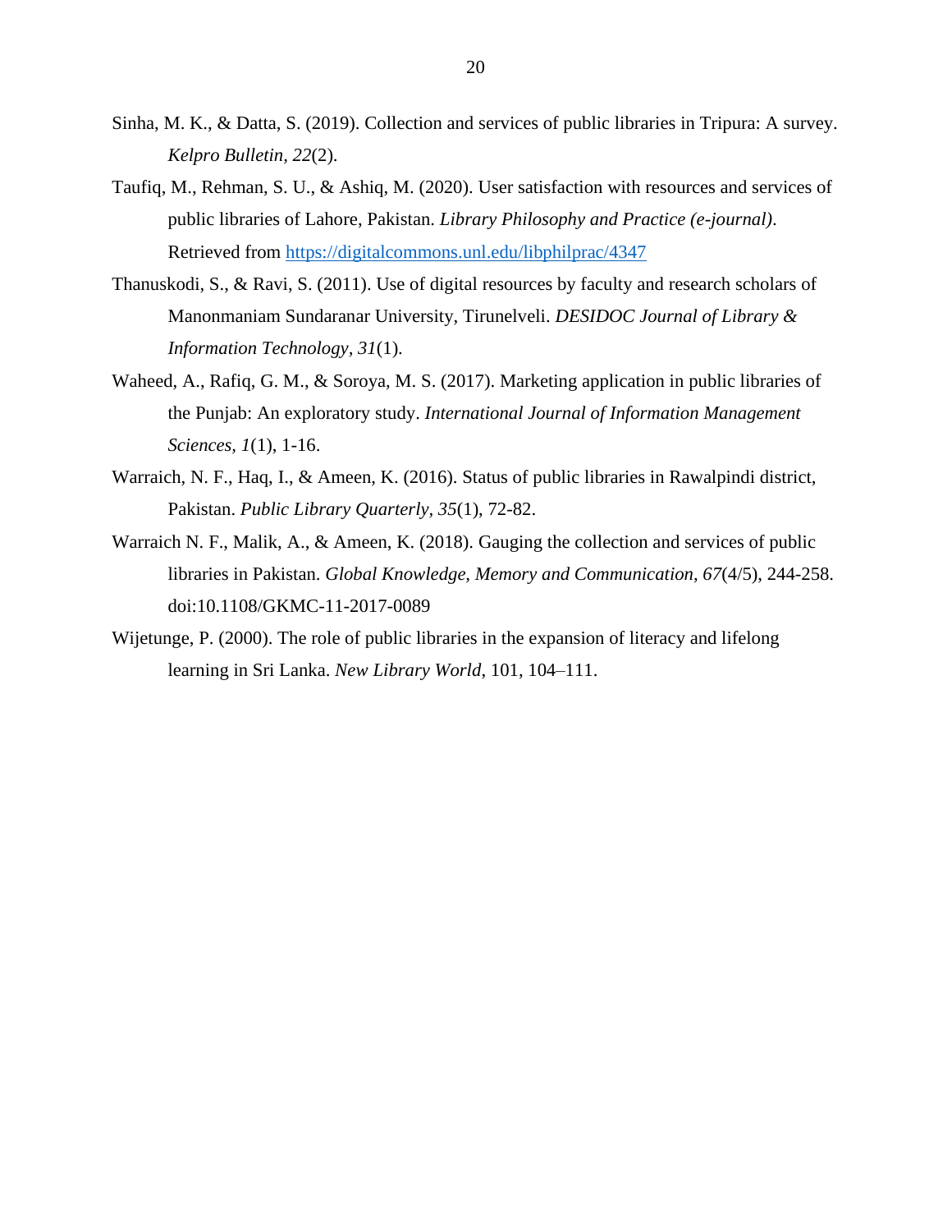Sinha, M. K., & Datta, S. (2019). Collection and services of public libraries in Tripura: A survey. *Kelpro Bulletin, 22*(2).

Taufiq, M., Rehman, S. U., & Ashiq, M. (2020). User satisfaction with resources and services of public libraries of Lahore, Pakistan. *Library Philosophy and Practice (e-journal)*. Retrieved from https://digitalcommons.unl.edu/libphilprac/4347

Thanuskodi, S., & Ravi, S. (2011). Use of digital resources by faculty and research scholars of Manonmaniam Sundaranar University, Tirunelveli. *DESIDOC Journal of Library & Information Technology, 31*(1).

Waheed, A., Rafiq, G. M., & Soroya, M. S. (2017). Marketing application in public libraries of the Punjab: An exploratory study. *International Journal of Information Management Sciences, 1*(1), 1-16.

Warraich, N. F., Haq, I., & Ameen, K. (2016). Status of public libraries in Rawalpindi district, Pakistan. *Public Library Quarterly, 35*(1), 72-82.

Warraich N. F., Malik, A., & Ameen, K. (2018). Gauging the collection and services of public libraries in Pakistan. *Global Knowledge, Memory and Communication, 67*(4/5), 244-258. doi:10.1108/GKMC-11-2017-0089

Wijetunge, P. (2000). The role of public libraries in the expansion of literacy and lifelong learning in Sri Lanka. *New Library World*, 101, 104–111.